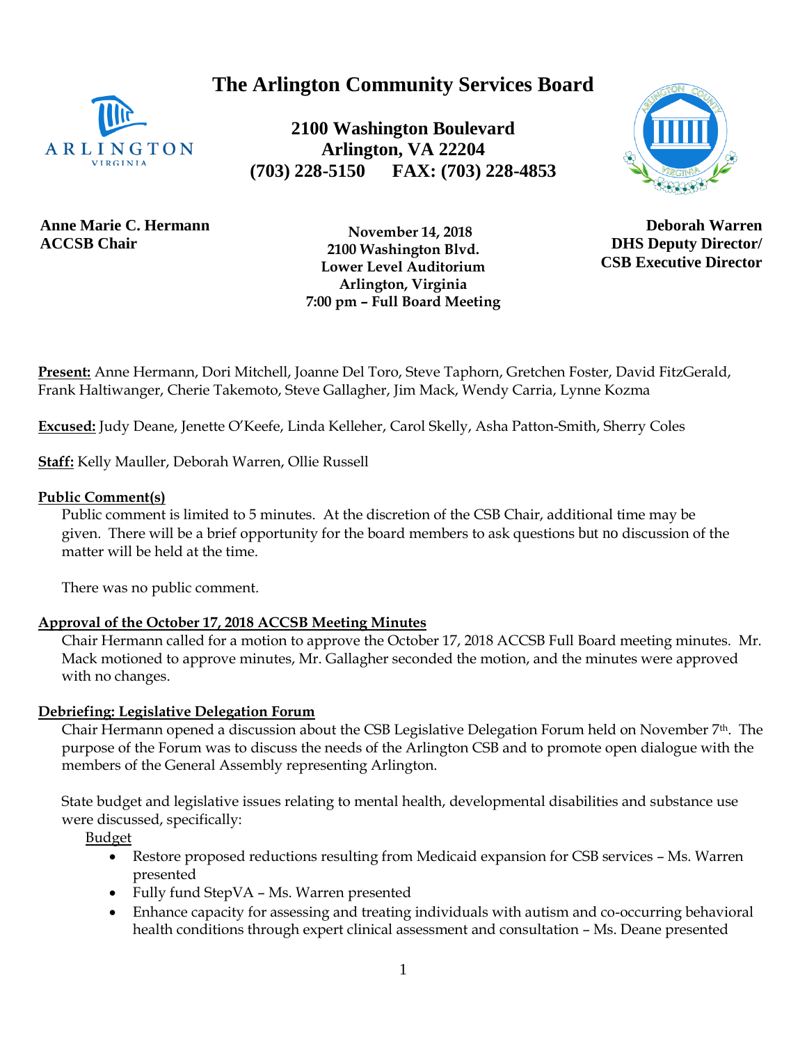# The Arlington Community Services Board

**2100 Washington Boulevard**
**Arlington, VA 22204**
**(703) 228-5150 FAX: (703) 228-4853**

**Anne Marie C. Hermann**
**ACCSB Chair**

**November 14, 2018**
**2100 Washington Blvd.**
**Lower Level Auditorium**
**Arlington, Virginia**
**7:00 pm – Full Board Meeting**

**Deborah Warren**
**DHS Deputy Director/**
**CSB Executive Director**

**Present:** Anne Hermann, Dori Mitchell, Joanne Del Toro, Steve Taphorn, Gretchen Foster, David FitzGerald, Frank Haltiwanger, Cherie Takemoto, Steve Gallagher, Jim Mack, Wendy Carria, Lynne Kozma

**Excused:** Judy Deane, Jenette O'Keefe, Linda Kelleher, Carol Skelly, Asha Patton-Smith, Sherry Coles

**Staff:** Kelly Mauller, Deborah Warren, Ollie Russell

**Public Comment(s)**

Public comment is limited to 5 minutes. At the discretion of the CSB Chair, additional time may be given. There will be a brief opportunity for the board members to ask questions but no discussion of the matter will be held at the time.

There was no public comment.

**Approval of the October 17, 2018 ACCSB Meeting Minutes**

Chair Hermann called for a motion to approve the October 17, 2018 ACCSB Full Board meeting minutes. Mr. Mack motioned to approve minutes, Mr. Gallagher seconded the motion, and the minutes were approved with no changes.

**Debriefing: Legislative Delegation Forum**

Chair Hermann opened a discussion about the CSB Legislative Delegation Forum held on November 7th. The purpose of the Forum was to discuss the needs of the Arlington CSB and to promote open dialogue with the members of the General Assembly representing Arlington.

State budget and legislative issues relating to mental health, developmental disabilities and substance use were discussed, specifically:

Budget

- Restore proposed reductions resulting from Medicaid expansion for CSB services – Ms. Warren presented
- Fully fund StepVA – Ms. Warren presented
- Enhance capacity for assessing and treating individuals with autism and co-occurring behavioral health conditions through expert clinical assessment and consultation – Ms. Deane presented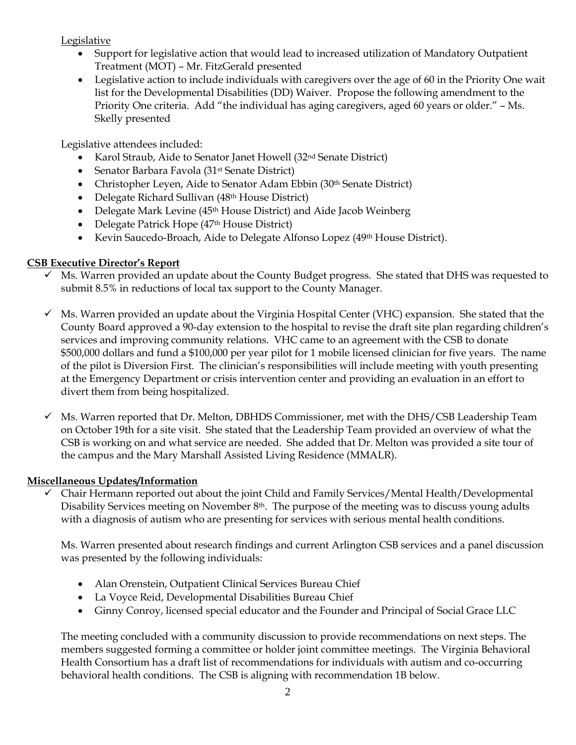Legislative

- Support for legislative action that would lead to increased utilization of Mandatory Outpatient Treatment (MOT) – Mr. FitzGerald presented
- Legislative action to include individuals with caregivers over the age of 60 in the Priority One wait list for the Developmental Disabilities (DD) Waiver. Propose the following amendment to the Priority One criteria. Add "the individual has aging caregivers, aged 60 years or older." – Ms. Skelly presented

Legislative attendees included:

- Karol Straub, Aide to Senator Janet Howell (32nd Senate District)
- Senator Barbara Favola (31st Senate District)
- Christopher Leyen, Aide to Senator Adam Ebbin (30th Senate District)
- Delegate Richard Sullivan (48th House District)
- Delegate Mark Levine (45th House District) and Aide Jacob Weinberg
- Delegate Patrick Hope (47th House District)
- Kevin Saucedo-Broach, Aide to Delegate Alfonso Lopez (49th House District).

**CSB Executive Director's Report**

- ✓ Ms. Warren provided an update about the County Budget progress. She stated that DHS was requested to submit 8.5% in reductions of local tax support to the County Manager.
- ✓ Ms. Warren provided an update about the Virginia Hospital Center (VHC) expansion. She stated that the County Board approved a 90-day extension to the hospital to revise the draft site plan regarding children's services and improving community relations. VHC came to an agreement with the CSB to donate $500,000 dollars and fund a $100,000 per year pilot for 1 mobile licensed clinician for five years. The name of the pilot is Diversion First. The clinician's responsibilities will include meeting with youth presenting at the Emergency Department or crisis intervention center and providing an evaluation in an effort to divert them from being hospitalized.
- ✓ Ms. Warren reported that Dr. Melton, DBHDS Commissioner, met with the DHS/CSB Leadership Team on October 19th for a site visit. She stated that the Leadership Team provided an overview of what the CSB is working on and what service are needed. She added that Dr. Melton was provided a site tour of the campus and the Mary Marshall Assisted Living Residence (MMALR).

**Miscellaneous Updates/Information**

- ✓ Chair Hermann reported out about the joint Child and Family Services/Mental Health/Developmental Disability Services meeting on November 8th. The purpose of the meeting was to discuss young adults with a diagnosis of autism who are presenting for services with serious mental health conditions.

  Ms. Warren presented about research findings and current Arlington CSB services and a panel discussion was presented by the following individuals:

  - Alan Orenstein, Outpatient Clinical Services Bureau Chief
  - La Voyce Reid, Developmental Disabilities Bureau Chief
  - Ginny Conroy, licensed special educator and the Founder and Principal of Social Grace LLC

  The meeting concluded with a community discussion to provide recommendations on next steps. The members suggested forming a committee or holder joint committee meetings. The Virginia Behavioral Health Consortium has a draft list of recommendations for individuals with autism and co-occurring behavioral health conditions. The CSB is aligning with recommendation 1B below.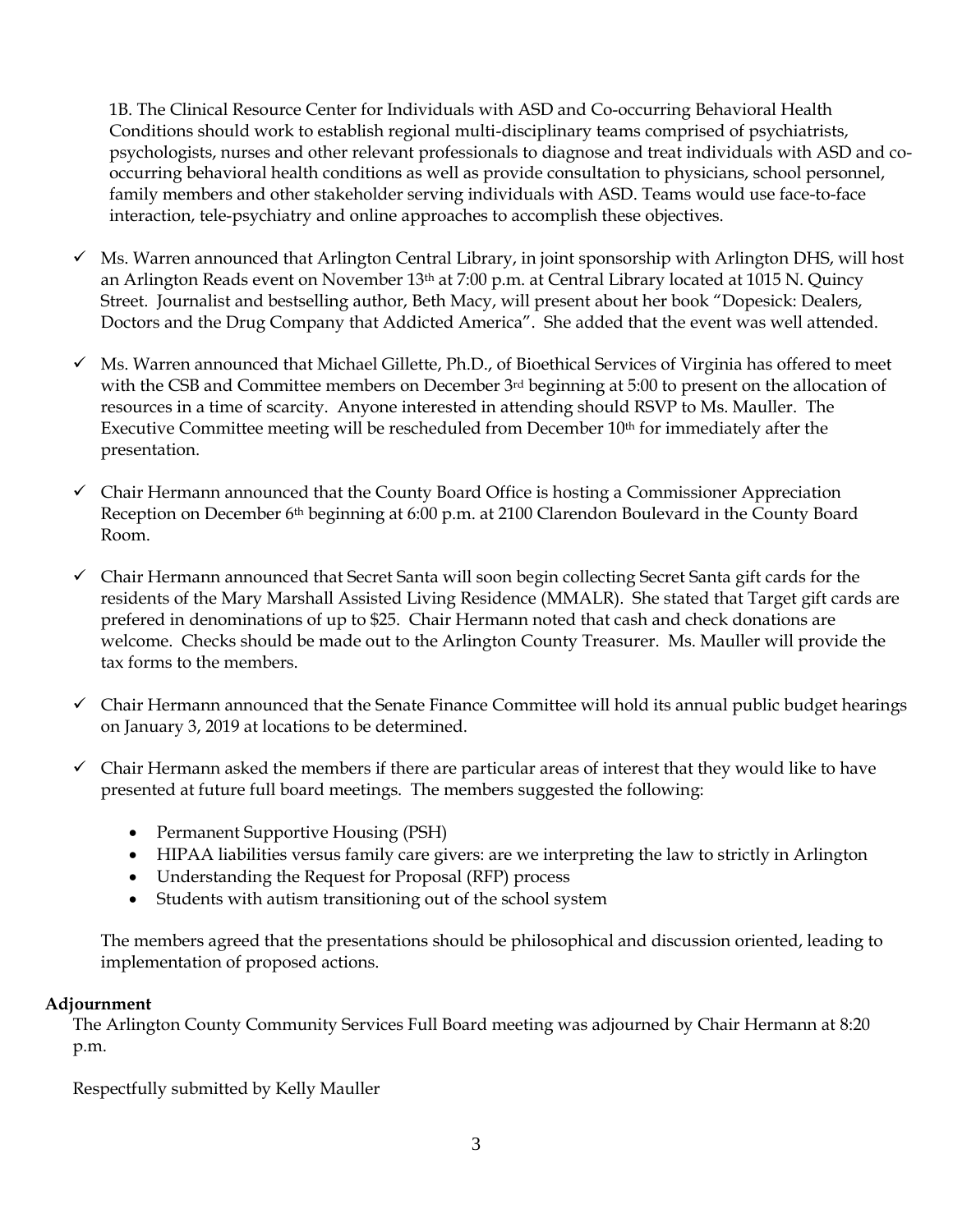1B. The Clinical Resource Center for Individuals with ASD and Co-occurring Behavioral Health Conditions should work to establish regional multi-disciplinary teams comprised of psychiatrists, psychologists, nurses and other relevant professionals to diagnose and treat individuals with ASD and co-occurring behavioral health conditions as well as provide consultation to physicians, school personnel, family members and other stakeholder serving individuals with ASD. Teams would use face-to-face interaction, tele-psychiatry and online approaches to accomplish these objectives.

- ✓ Ms. Warren announced that Arlington Central Library, in joint sponsorship with Arlington DHS, will host an Arlington Reads event on November 13th at 7:00 p.m. at Central Library located at 1015 N. Quincy Street. Journalist and bestselling author, Beth Macy, will present about her book "Dopesick: Dealers, Doctors and the Drug Company that Addicted America". She added that the event was well attended.

- ✓ Ms. Warren announced that Michael Gillette, Ph.D., of Bioethical Services of Virginia has offered to meet with the CSB and Committee members on December 3rd beginning at 5:00 to present on the allocation of resources in a time of scarcity. Anyone interested in attending should RSVP to Ms. Mauller. The Executive Committee meeting will be rescheduled from December 10th for immediately after the presentation.

- ✓ Chair Hermann announced that the County Board Office is hosting a Commissioner Appreciation Reception on December 6th beginning at 6:00 p.m. at 2100 Clarendon Boulevard in the County Board Room.

- ✓ Chair Hermann announced that Secret Santa will soon begin collecting Secret Santa gift cards for the residents of the Mary Marshall Assisted Living Residence (MMALR). She stated that Target gift cards are prefered in denominations of up to $25. Chair Hermann noted that cash and check donations are welcome. Checks should be made out to the Arlington County Treasurer. Ms. Mauller will provide the tax forms to the members.

- ✓ Chair Hermann announced that the Senate Finance Committee will hold its annual public budget hearings on January 3, 2019 at locations to be determined.

- ✓ Chair Hermann asked the members if there are particular areas of interest that they would like to have presented at future full board meetings. The members suggested the following:

  - Permanent Supportive Housing (PSH)
  - HIPAA liabilities versus family care givers: are we interpreting the law to strictly in Arlington
  - Understanding the Request for Proposal (RFP) process
  - Students with autism transitioning out of the school system

  The members agreed that the presentations should be philosophical and discussion oriented, leading to implementation of proposed actions.

**Adjournment**

The Arlington County Community Services Full Board meeting was adjourned by Chair Hermann at 8:20 p.m.

Respectfully submitted by Kelly Mauller